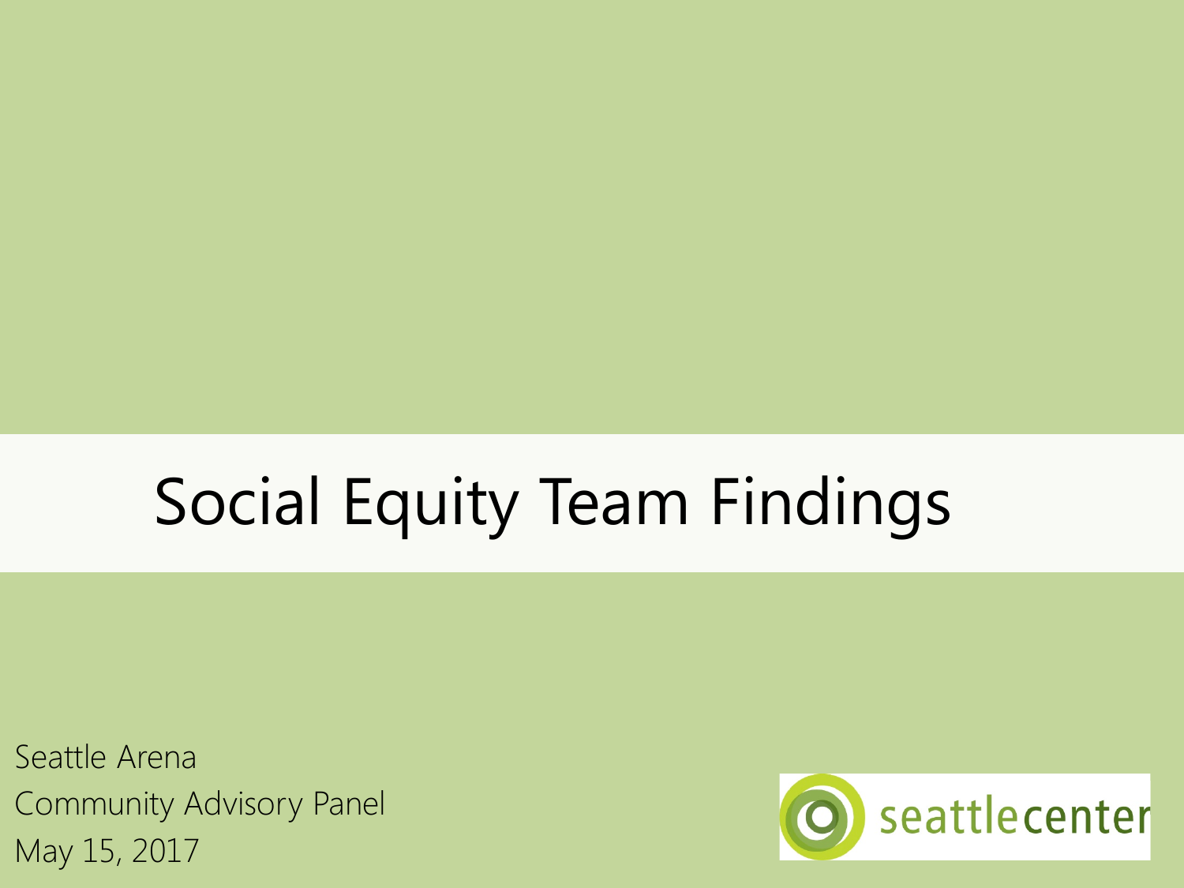# Social Equity Team Findings

Seattle Arena
Community Advisory Panel
May 15, 2017

seattlecenter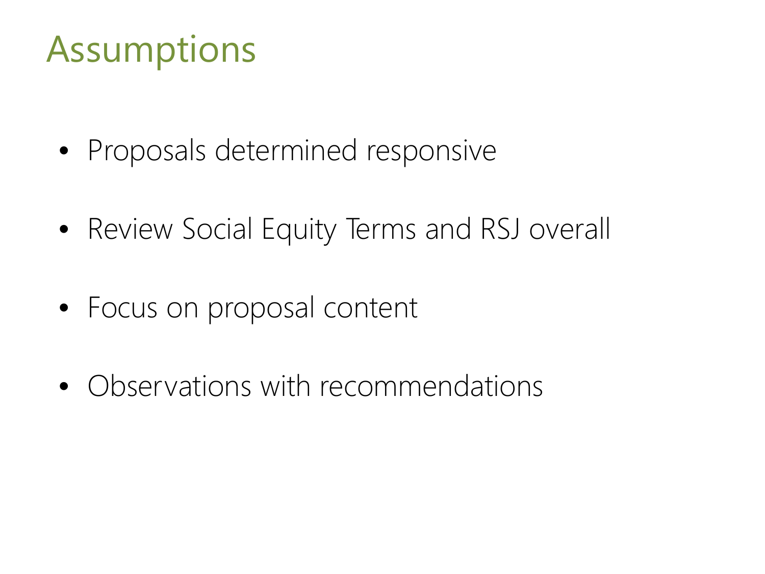# Assumptions

- Proposals determined responsive
- Review Social Equity Terms and RSJ overall
- Focus on proposal content
- Observations with recommendations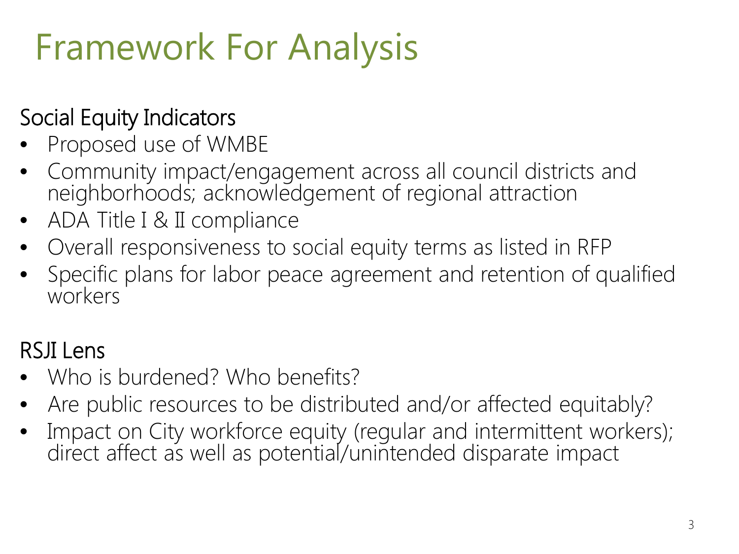# Framework For Analysis

## Social Equity Indicators

- Proposed use of WMBE
- Community impact/engagement across all council districts and neighborhoods; acknowledgement of regional attraction
- ADA Title I & II compliance
- Overall responsiveness to social equity terms as listed in RFP
- Specific plans for labor peace agreement and retention of qualified workers

## RSJI Lens

- Who is burdened? Who benefits?
- Are public resources to be distributed and/or affected equitably?
- Impact on City workforce equity (regular and intermittent workers); direct affect as well as potential/unintended disparate impact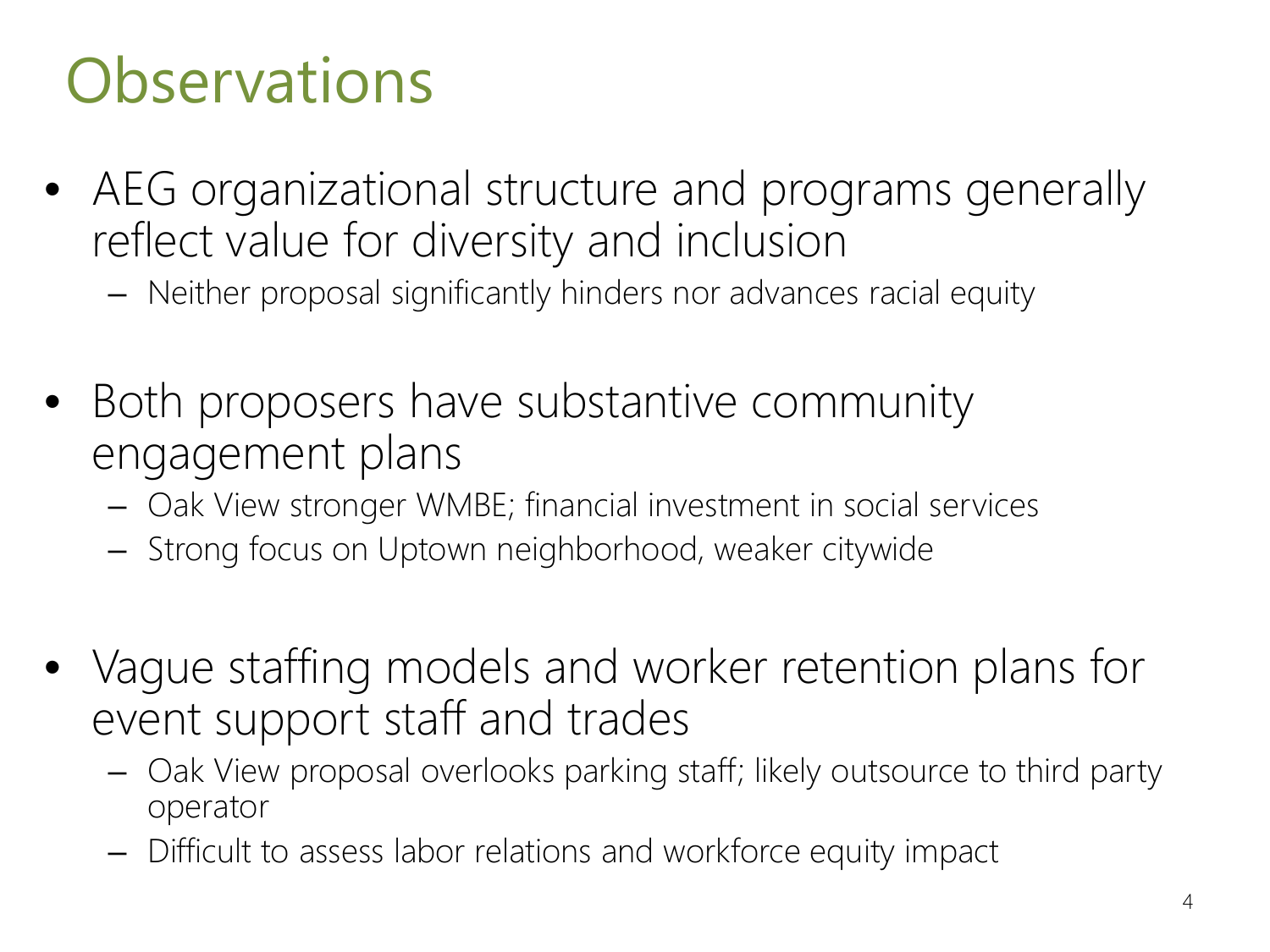# Observations

- AEG organizational structure and programs generally reflect value for diversity and inclusion
  - Neither proposal significantly hinders nor advances racial equity
- Both proposers have substantive community engagement plans
  - Oak View stronger WMBE; financial investment in social services
  - Strong focus on Uptown neighborhood, weaker citywide
- Vague staffing models and worker retention plans for event support staff and trades
  - Oak View proposal overlooks parking staff; likely outsource to third party operator
  - Difficult to assess labor relations and workforce equity impact